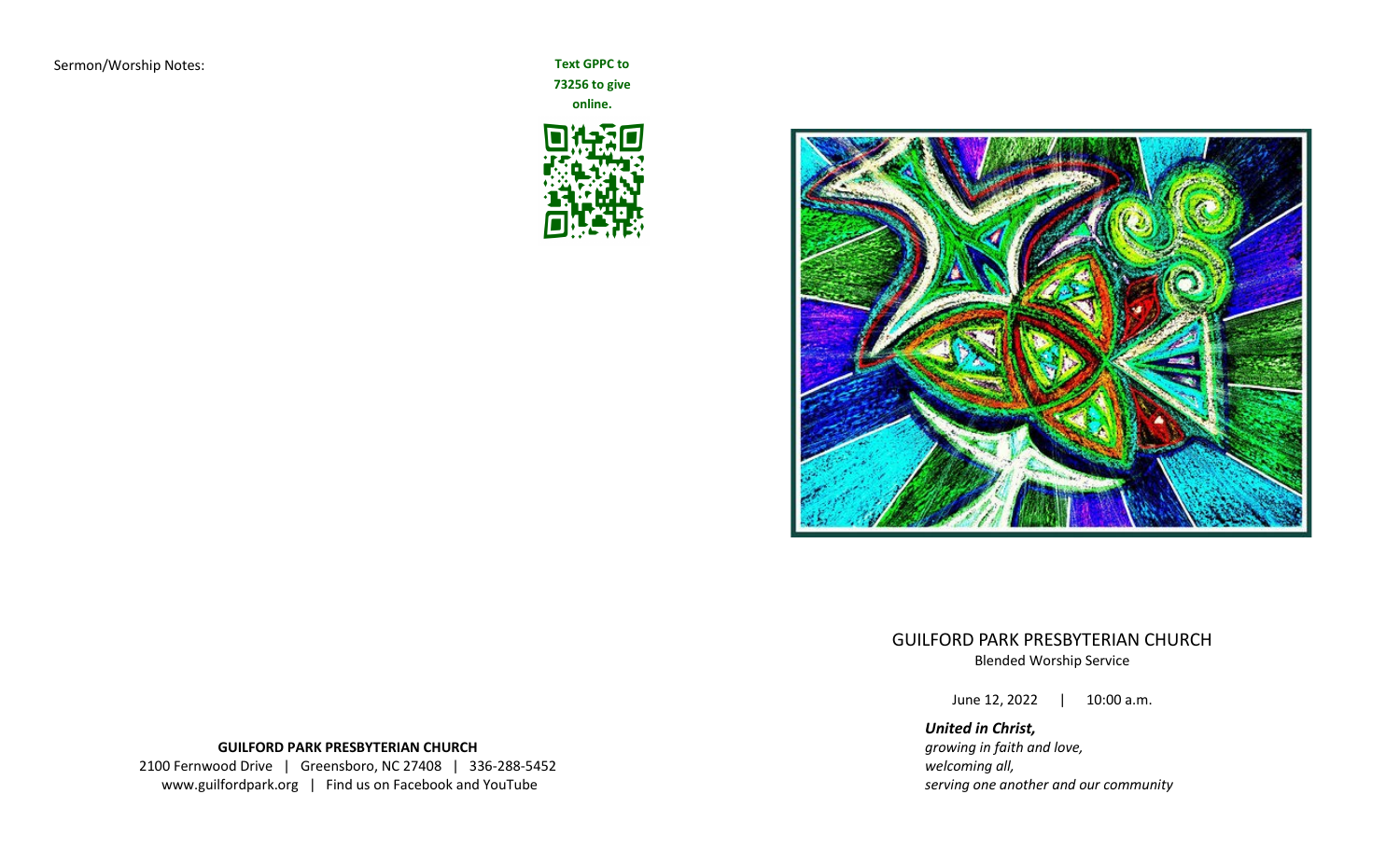Sermon/Worship Notes:

**Text GPPC to 73256 to give online.**

**GUILFORD PARK PRESBYTERIAN CHURCH**
2100 Fernwood Drive | Greensboro, NC 27408 | 336-288-5452
www.guilfordpark.org | Find us on Facebook and YouTube

# GUILFORD PARK PRESBYTERIAN CHURCH

Blended Worship Service

June 12, 2022 | 10:00 a.m.

***United in Christ,***
*growing in faith and love,*
*welcoming all,*
*serving one another and our community*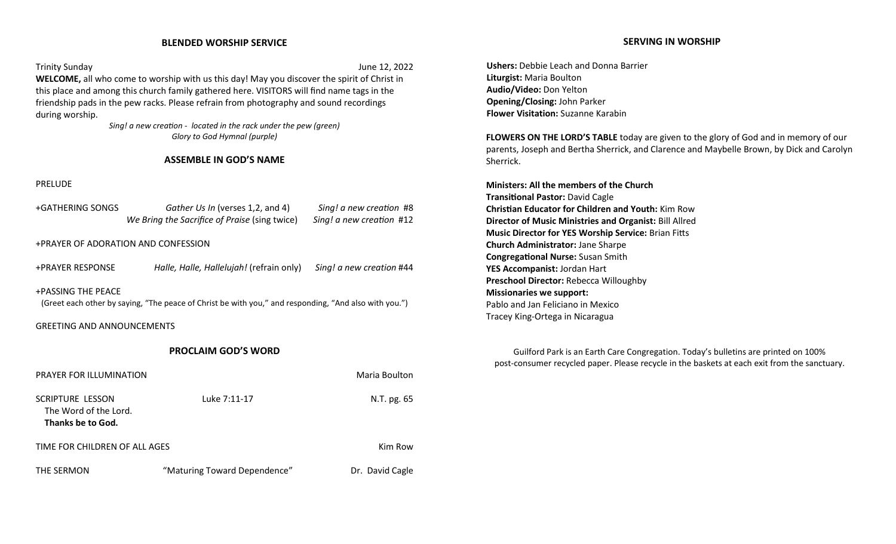## BLENDED WORSHIP SERVICE

Trinity Sunday June 12, 2022

**WELCOME,** all who come to worship with us this day! May you discover the spirit of Christ in this place and among this church family gathered here. VISITORS will find name tags in the friendship pads in the pew racks. Please refrain from photography and sound recordings during worship.

*Sing! a new creation - located in the rack under the pew (green)*
*Glory to God Hymnal (purple)*

### ASSEMBLE IN GOD'S NAME

PRELUDE

+GATHERING SONGS *Gather Us In* (verses 1,2, and 4) *Sing! a new creation* #8
*We Bring the Sacrifice of Praise* (sing twice) *Sing! a new creation* #12

+PRAYER OF ADORATION AND CONFESSION

+PRAYER RESPONSE *Halle, Halle, Hallelujah!* (refrain only) *Sing! a new creation* #44

+PASSING THE PEACE
(Greet each other by saying, "The peace of Christ be with you," and responding, "And also with you.")

GREETING AND ANNOUNCEMENTS

### PROCLAIM GOD'S WORD

PRAYER FOR ILLUMINATION Maria Boulton

SCRIPTURE LESSON Luke 7:11-17 N.T. pg. 65
The Word of the Lord.
**Thanks be to God.**

TIME FOR CHILDREN OF ALL AGES Kim Row

THE SERMON "Maturing Toward Dependence" Dr. David Cagle

## SERVING IN WORSHIP

**Ushers:** Debbie Leach and Donna Barrier
**Liturgist:** Maria Boulton
**Audio/Video:** Don Yelton
**Opening/Closing:** John Parker
**Flower Visitation:** Suzanne Karabin

**FLOWERS ON THE LORD'S TABLE** today are given to the glory of God and in memory of our parents, Joseph and Bertha Sherrick, and Clarence and Maybelle Brown, by Dick and Carolyn Sherrick.

**Ministers: All the members of the Church**
**Transitional Pastor:** David Cagle
**Christian Educator for Children and Youth:** Kim Row
**Director of Music Ministries and Organist:** Bill Allred
**Music Director for YES Worship Service:** Brian Fitts
**Church Administrator:** Jane Sharpe
**Congregational Nurse:** Susan Smith
**YES Accompanist:** Jordan Hart
**Preschool Director:** Rebecca Willoughby
**Missionaries we support:**
Pablo and Jan Feliciano in Mexico
Tracey King-Ortega in Nicaragua

Guilford Park is an Earth Care Congregation. Today's bulletins are printed on 100% post-consumer recycled paper. Please recycle in the baskets at each exit from the sanctuary.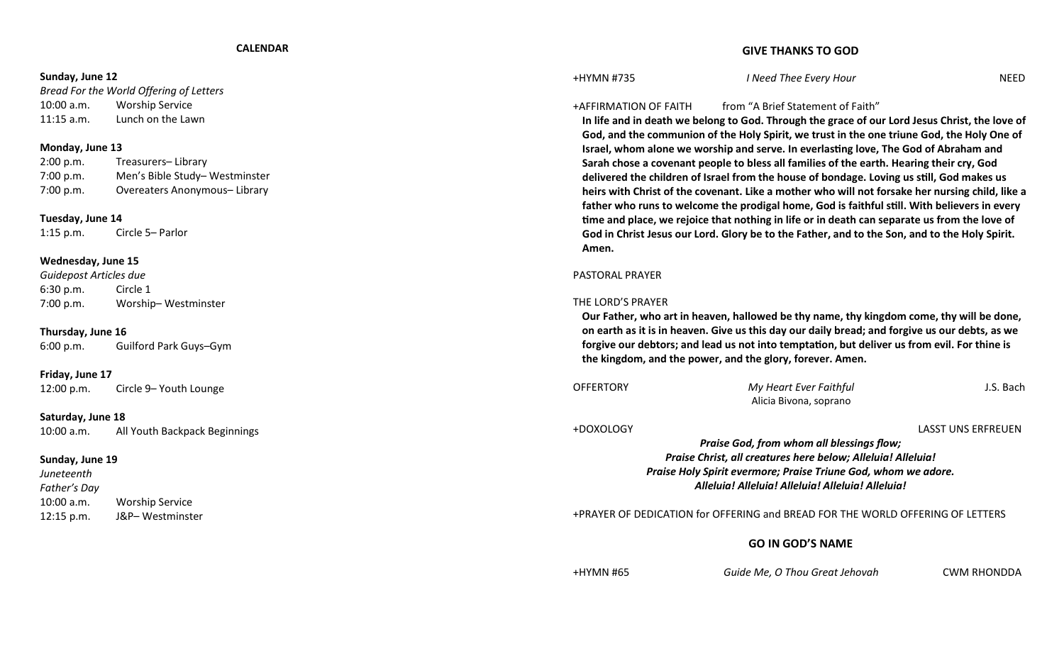## CALENDAR

**Sunday, June 12**
*Bread For the World Offering of Letters*
10:00 a.m. Worship Service
11:15 a.m. Lunch on the Lawn

**Monday, June 13**
2:00 p.m. Treasurers– Library
7:00 p.m. Men's Bible Study– Westminster
7:00 p.m. Overeaters Anonymous– Library

**Tuesday, June 14**
1:15 p.m. Circle 5– Parlor

**Wednesday, June 15**
*Guidepost Articles due*
6:30 p.m. Circle 1
7:00 p.m. Worship– Westminster

**Thursday, June 16**
6:00 p.m. Guilford Park Guys–Gym

**Friday, June 17**
12:00 p.m. Circle 9– Youth Lounge

**Saturday, June 18**
10:00 a.m. All Youth Backpack Beginnings

**Sunday, June 19**
*Juneteenth*
*Father's Day*
10:00 a.m. Worship Service
12:15 p.m. J&P– Westminster

## GIVE THANKS TO GOD

+HYMN #735 *I Need Thee Every Hour* NEED

+AFFIRMATION OF FAITH from "A Brief Statement of Faith"

**In life and in death we belong to God. Through the grace of our Lord Jesus Christ, the love of God, and the communion of the Holy Spirit, we trust in the one triune God, the Holy One of Israel, whom alone we worship and serve. In everlasting love, The God of Abraham and Sarah chose a covenant people to bless all families of the earth. Hearing their cry, God delivered the children of Israel from the house of bondage. Loving us still, God makes us heirs with Christ of the covenant. Like a mother who will not forsake her nursing child, like a father who runs to welcome the prodigal home, God is faithful still. With believers in every time and place, we rejoice that nothing in life or in death can separate us from the love of God in Christ Jesus our Lord. Glory be to the Father, and to the Son, and to the Holy Spirit. Amen.**

PASTORAL PRAYER

THE LORD'S PRAYER

**Our Father, who art in heaven, hallowed be thy name, thy kingdom come, thy will be done, on earth as it is in heaven. Give us this day our daily bread; and forgive us our debts, as we forgive our debtors; and lead us not into temptation, but deliver us from evil. For thine is the kingdom, and the power, and the glory, forever. Amen.**

OFFERTORY *My Heart Ever Faithful* J.S. Bach
Alicia Bivona, soprano

+DOXOLOGY LASST UNS ERFREUEN

***Praise God, from whom all blessings flow;***
***Praise Christ, all creatures here below; Alleluia! Alleluia!***
***Praise Holy Spirit evermore; Praise Triune God, whom we adore.***
***Alleluia! Alleluia! Alleluia! Alleluia! Alleluia!***

+PRAYER OF DEDICATION for OFFERING and BREAD FOR THE WORLD OFFERING OF LETTERS

## GO IN GOD'S NAME

+HYMN #65 *Guide Me, O Thou Great Jehovah* CWM RHONDDA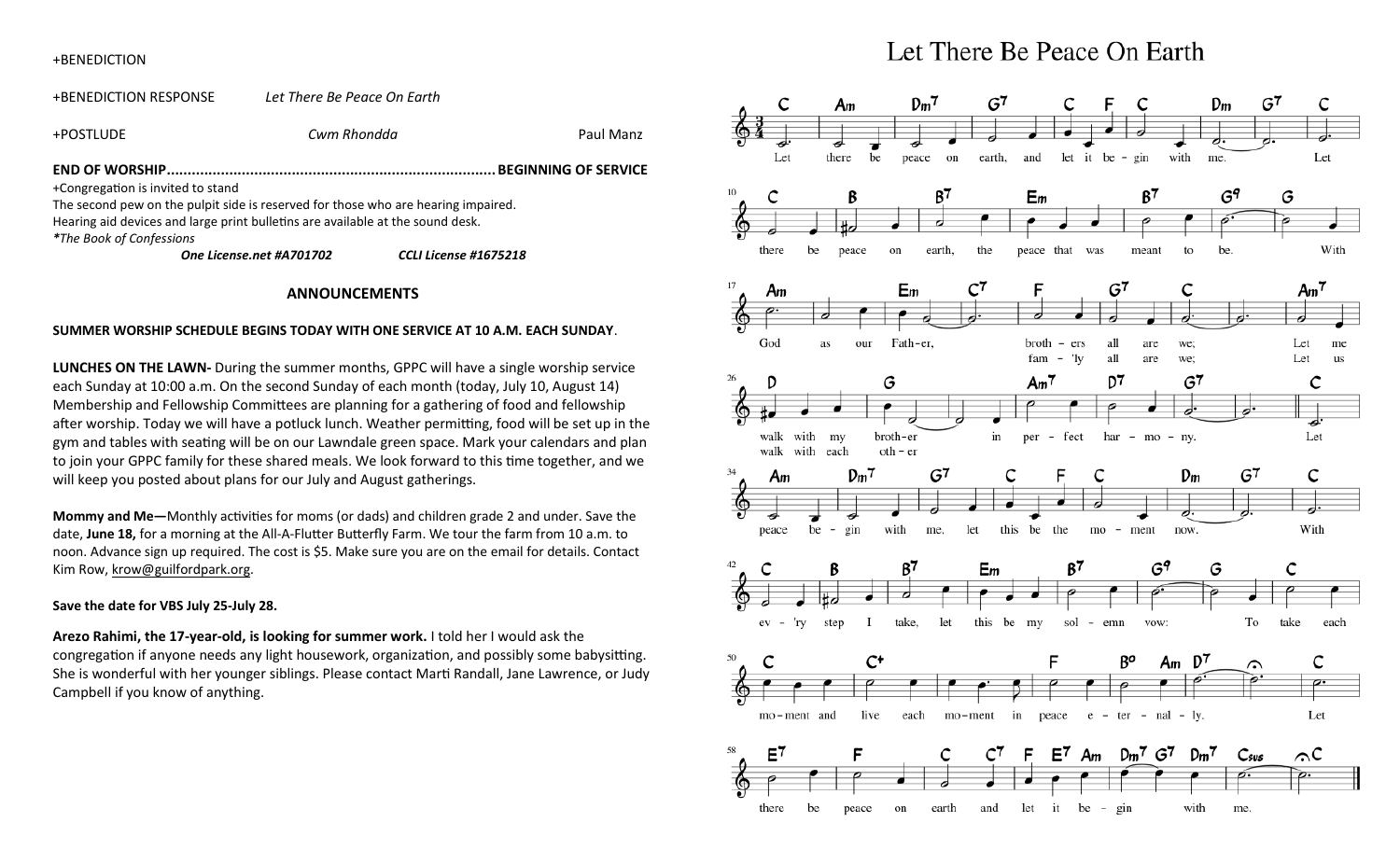+BENEDICTION

+BENEDICTION RESPONSE *Let There Be Peace On Earth*

+POSTLUDE *Cwm Rhondda* Paul Manz

**END OF WORSHIP............................................................................BEGINNING OF SERVICE**

+Congregation is invited to stand

The second pew on the pulpit side is reserved for those who are hearing impaired.

Hearing aid devices and large print bulletins are available at the sound desk.

*\*The Book of Confessions*

***One License.net #A701702 CCLI License #1675218***

## ANNOUNCEMENTS

**SUMMER WORSHIP SCHEDULE BEGINS TODAY WITH ONE SERVICE AT 10 A.M. EACH SUNDAY**.

**LUNCHES ON THE LAWN-** During the summer months, GPPC will have a single worship service each Sunday at 10:00 a.m. On the second Sunday of each month (today, July 10, August 14) Membership and Fellowship Committees are planning for a gathering of food and fellowship after worship. Today we will have a potluck lunch. Weather permitting, food will be set up in the gym and tables with seating will be on our Lawndale green space. Mark your calendars and plan to join your GPPC family for these shared meals. We look forward to this time together, and we will keep you posted about plans for our July and August gatherings.

**Mommy and Me—**Monthly activities for moms (or dads) and children grade 2 and under. Save the date, **June 18,** for a morning at the All-A-Flutter Butterfly Farm. We tour the farm from 10 a.m. to noon. Advance sign up required. The cost is $5. Make sure you are on the email for details. Contact Kim Row, krow@guilfordpark.org.

**Save the date for VBS July 25-July 28.**

**Arezo Rahimi, the 17-year-old, is looking for summer work.** I told her I would ask the congregation if anyone needs any light housework, organization, and possibly some babysitting. She is wonderful with her younger siblings. Please contact Marti Randall, Jane Lawrence, or Judy Campbell if you know of anything.

# Let There Be Peace On Earth